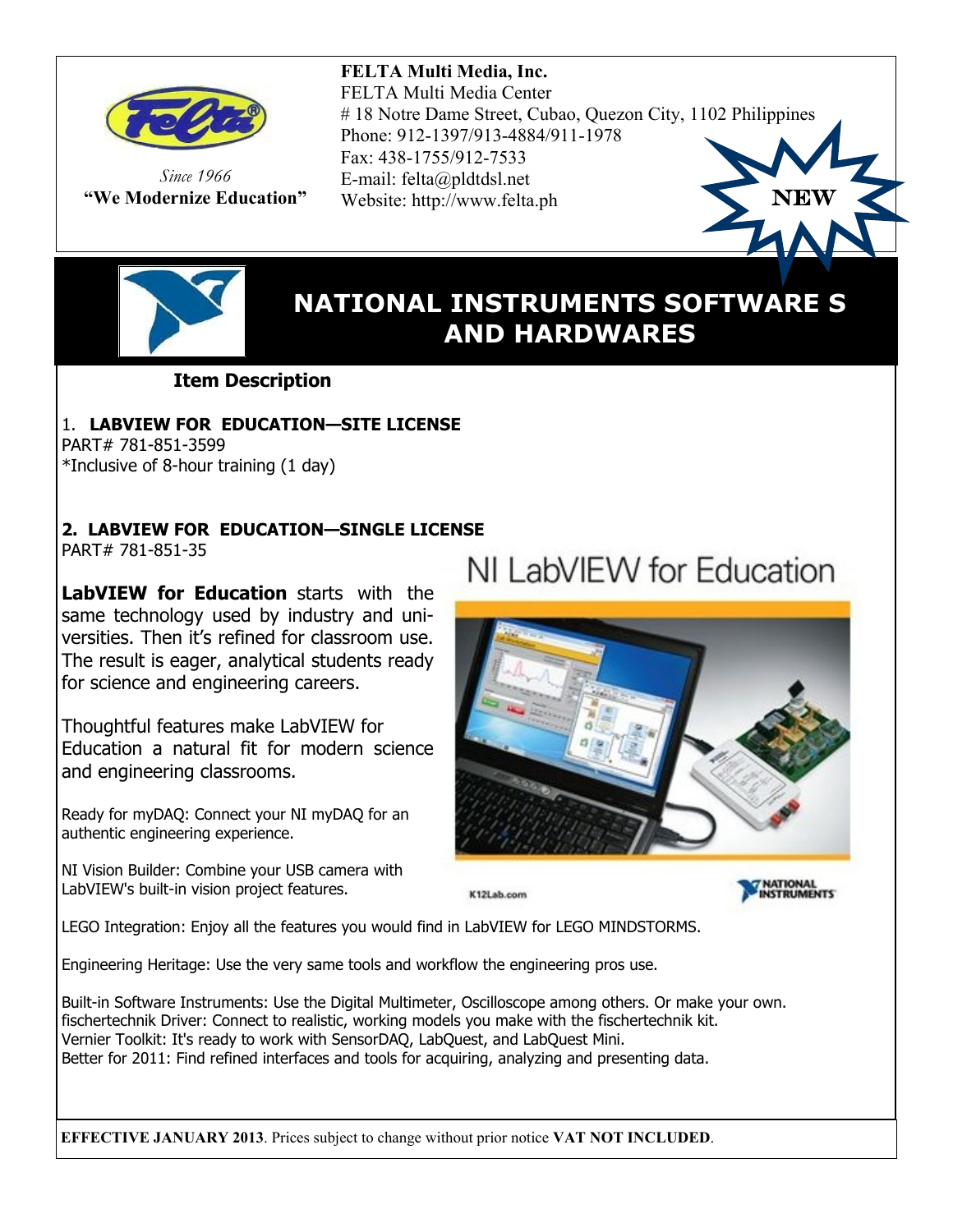**FELTA Multi Media, Inc.**
FELTA Multi Media Center
# 18 Notre Dame Street, Cubao, Quezon City, 1102 Philippines
Phone: 912-1397/913-4884/911-1978
Fax: 438-1755/912-7533
E-mail: felta@pldtdsl.net
Website: http://www.felta.ph

*Since 1966*
**"We Modernize Education"**

NEW

# NATIONAL INSTRUMENTS SOFTWARE S AND HARDWARES

**Item Description**

1. **LABVIEW FOR EDUCATION—SITE LICENSE**
PART# 781-851-3599
*Inclusive of 8-hour training (1 day)

**2. LABVIEW FOR EDUCATION—SINGLE LICENSE**
PART# 781-851-35

NI LabVIEW for Education

**LabVIEW for Education** starts with the same technology used by industry and universities. Then it's refined for classroom use. The result is eager, analytical students ready for science and engineering careers.

Thoughtful features make LabVIEW for Education a natural fit for modern science and engineering classrooms.

Ready for myDAQ: Connect your NI myDAQ for an authentic engineering experience.

NI Vision Builder: Combine your USB camera with LabVIEW's built-in vision project features.

LEGO Integration: Enjoy all the features you would find in LabVIEW for LEGO MINDSTORMS.

Engineering Heritage: Use the very same tools and workflow the engineering pros use.

Built-in Software Instruments: Use the Digital Multimeter, Oscilloscope among others. Or make your own.
fischertechnik Driver: Connect to realistic, working models you make with the fischertechnik kit.
Vernier Toolkit: It's ready to work with SensorDAQ, LabQuest, and LabQuest Mini.
Better for 2011: Find refined interfaces and tools for acquiring, analyzing and presenting data.

**EFFECTIVE JANUARY 2013**. Prices subject to change without prior notice **VAT NOT INCLUDED**.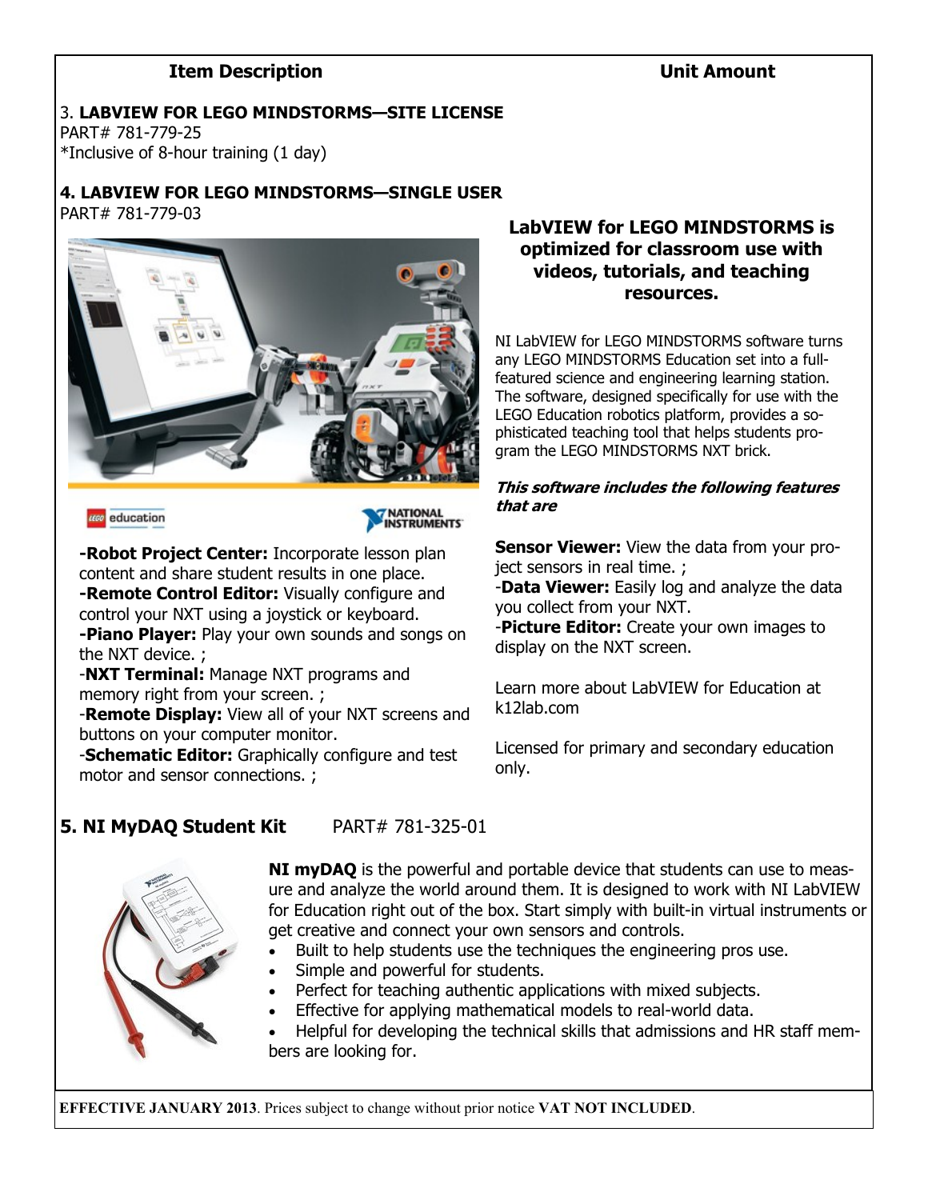| Item Description | Unit Amount |
|---|---|

3. **LABVIEW FOR LEGO MINDSTORMS—SITE LICENSE**
PART# 781-779-25
*Inclusive of 8-hour training (1 day)

**4. LABVIEW FOR LEGO MINDSTORMS—SINGLE USER**
PART# 781-779-03

**-Robot Project Center:** Incorporate lesson plan content and share student results in one place.
**-Remote Control Editor:** Visually configure and control your NXT using a joystick or keyboard.
**-Piano Player:** Play your own sounds and songs on the NXT device. ;
-**NXT Terminal:** Manage NXT programs and memory right from your screen. ;
-**Remote Display:** View all of your NXT screens and buttons on your computer monitor.
-**Schematic Editor:** Graphically configure and test motor and sensor connections. ;

**LabVIEW for LEGO MINDSTORMS is optimized for classroom use with videos, tutorials, and teaching resources.**

NI LabVIEW for LEGO MINDSTORMS software turns any LEGO MINDSTORMS Education set into a full-featured science and engineering learning station. The software, designed specifically for use with the LEGO Education robotics platform, provides a sophisticated teaching tool that helps students program the LEGO MINDSTORMS NXT brick.

***This software includes the following features that are***

**Sensor Viewer:** View the data from your project sensors in real time. ;
-**Data Viewer:** Easily log and analyze the data you collect from your NXT.
-**Picture Editor:** Create your own images to display on the NXT screen.

Learn more about LabVIEW for Education at k12lab.com

Licensed for primary and secondary education only.

**5. NI MyDAQ Student Kit** PART# 781-325-01

**NI myDAQ** is the powerful and portable device that students can use to measure and analyze the world around them. It is designed to work with NI LabVIEW for Education right out of the box. Start simply with built-in virtual instruments or get creative and connect your own sensors and controls.

- Built to help students use the techniques the engineering pros use.
- Simple and powerful for students.
- Perfect for teaching authentic applications with mixed subjects.
- Effective for applying mathematical models to real-world data.
- Helpful for developing the technical skills that admissions and HR staff members are looking for.

**EFFECTIVE JANUARY 2013**. Prices subject to change without prior notice **VAT NOT INCLUDED**.